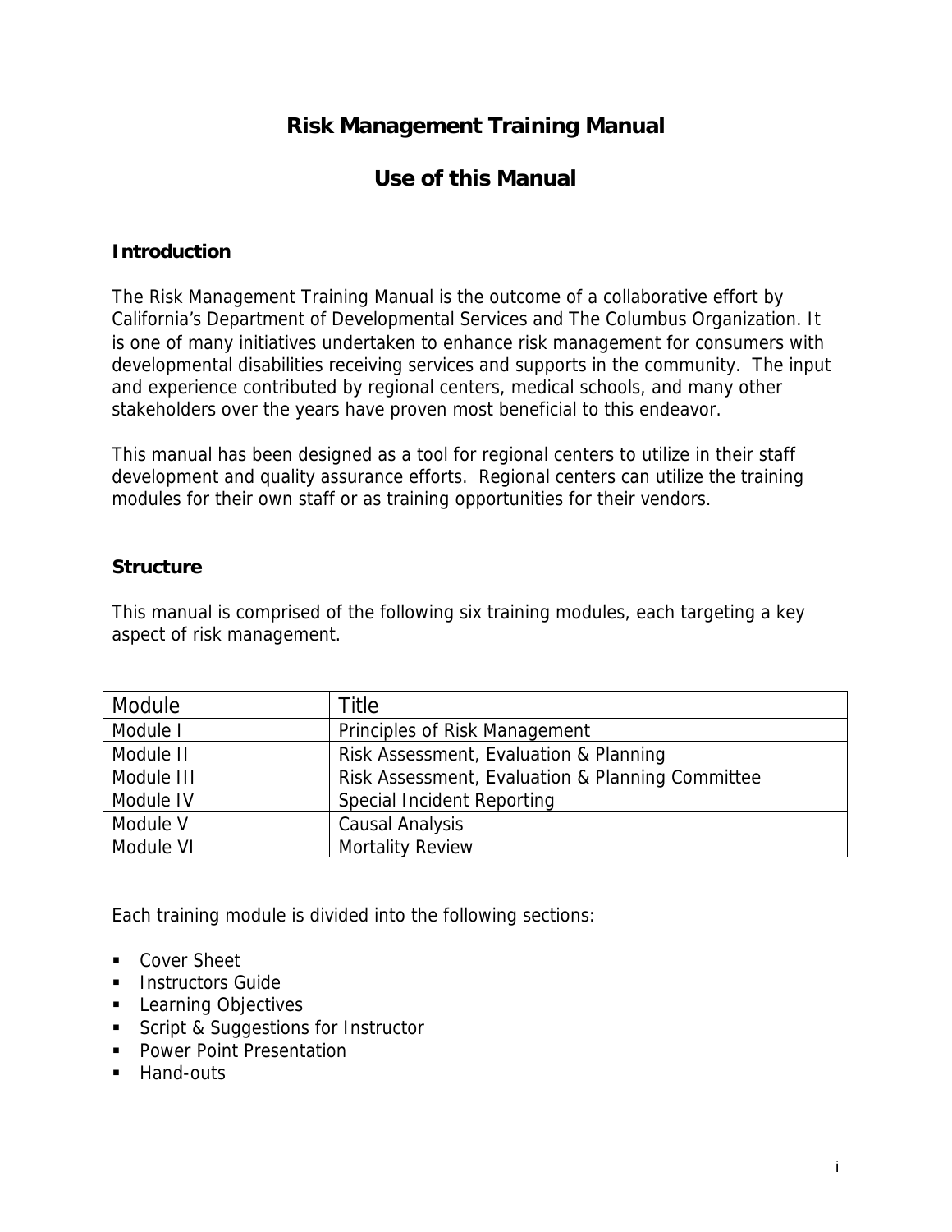# Risk Management Training Manual

## Use of this Manual

### Introduction

The Risk Management Training Manual is the outcome of a collaborative effort by California's Department of Developmental Services and The Columbus Organization. It is one of many initiatives undertaken to enhance risk management for consumers with developmental disabilities receiving services and supports in the community. The input and experience contributed by regional centers, medical schools, and many other stakeholders over the years have proven most beneficial to this endeavor.

This manual has been designed as a tool for regional centers to utilize in their staff development and quality assurance efforts. Regional centers can utilize the training modules for their own staff or as training opportunities for their vendors.

### Structure

This manual is comprised of the following six training modules, each targeting a key aspect of risk management.

| Module | Title |
|---|---|
| Module I | Principles of Risk Management |
| Module II | Risk Assessment, Evaluation & Planning |
| Module III | Risk Assessment, Evaluation & Planning Committee |
| Module IV | Special Incident Reporting |
| Module V | Causal Analysis |
| Module VI | Mortality Review |

Each training module is divided into the following sections:

- Cover Sheet
- Instructors Guide
- Learning Objectives
- Script & Suggestions for Instructor
- Power Point Presentation
- Hand-outs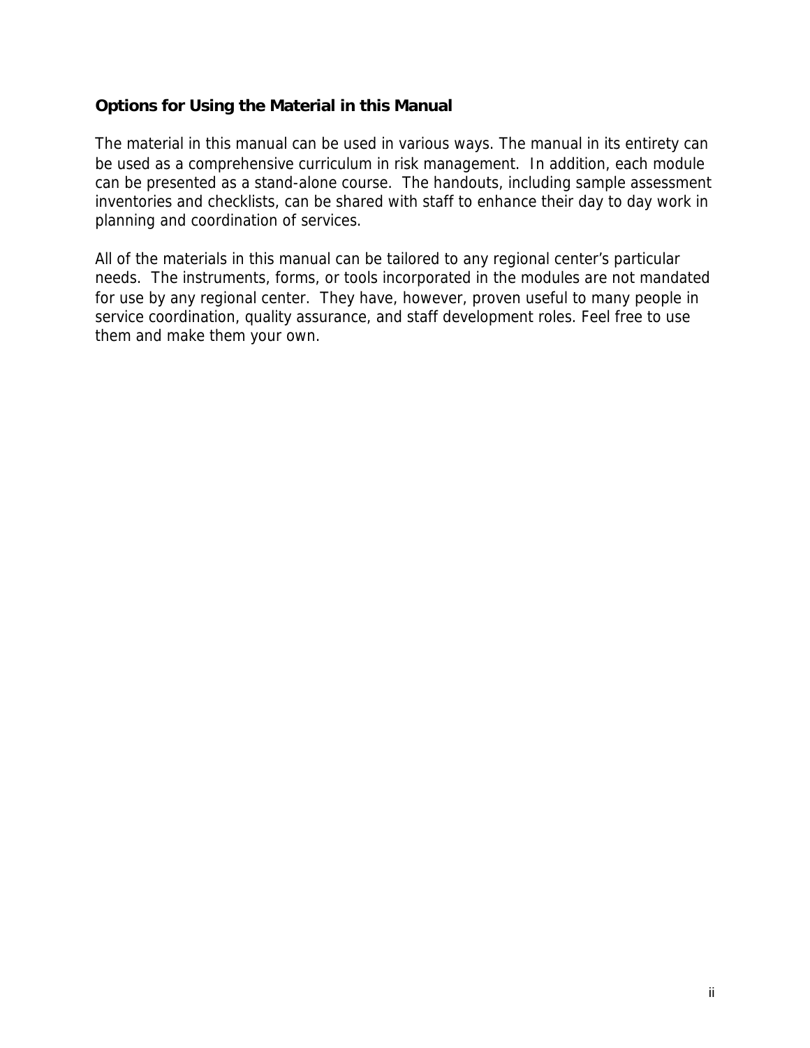### Options for Using the Material in this Manual

The material in this manual can be used in various ways. The manual in its entirety can be used as a comprehensive curriculum in risk management. In addition, each module can be presented as a stand-alone course. The handouts, including sample assessment inventories and checklists, can be shared with staff to enhance their day to day work in planning and coordination of services.

All of the materials in this manual can be tailored to any regional center's particular needs. The instruments, forms, or tools incorporated in the modules are not mandated for use by any regional center. They have, however, proven useful to many people in service coordination, quality assurance, and staff development roles. Feel free to use them and make them your own.